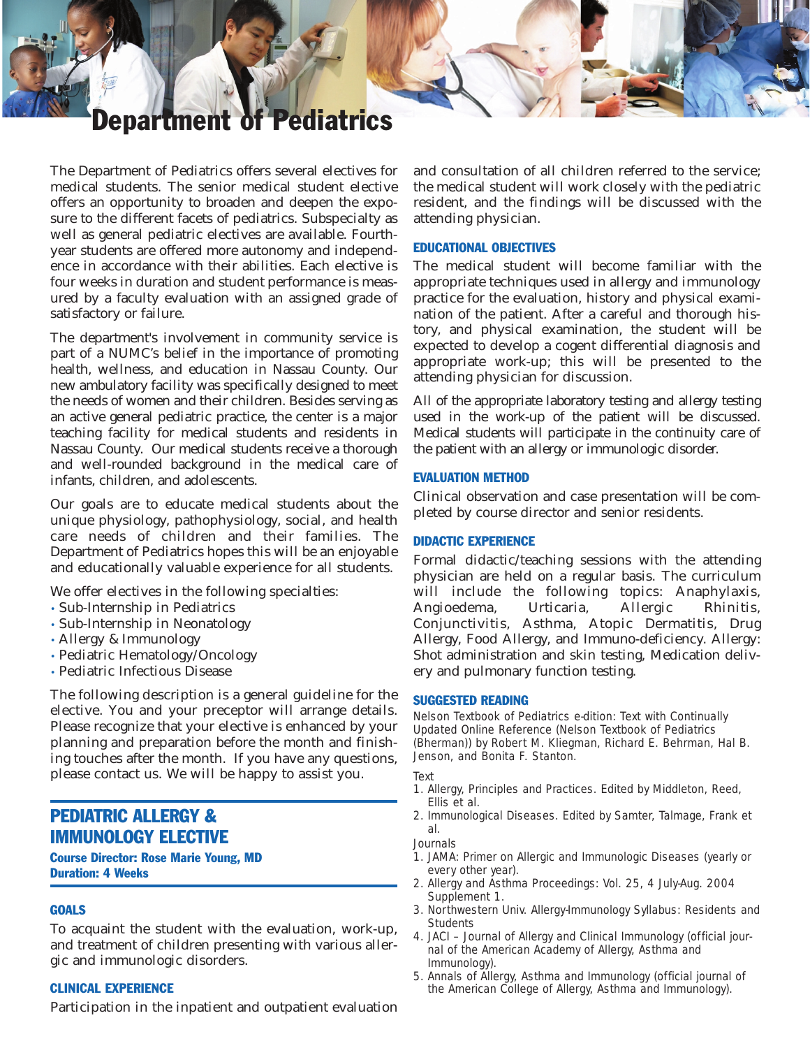# Department of Pediatrics

The Department of Pediatrics offers several electives for medical students. The senior medical student elective offers an opportunity to broaden and deepen the exposure to the different facets of pediatrics. Subspecialty as well as general pediatric electives are available. Fourth-year students are offered more autonomy and independence in accordance with their abilities. Each elective is four weeks in duration and student performance is measured by a faculty evaluation with an assigned grade of satisfactory or failure.

The department's involvement in community service is part of a NUMC's belief in the importance of promoting health, wellness, and education in Nassau County. Our new ambulatory facility was specifically designed to meet the needs of women and their children. Besides serving as an active general pediatric practice, the center is a major teaching facility for medical students and residents in Nassau County. Our medical students receive a thorough and well-rounded background in the medical care of infants, children, and adolescents.

Our goals are to educate medical students about the unique physiology, pathophysiology, social, and health care needs of children and their families. The Department of Pediatrics hopes this will be an enjoyable and educationally valuable experience for all students.

We offer electives in the following specialties:

- Sub-Internship in Pediatrics
- Sub-Internship in Neonatology
- Allergy & Immunology
- Pediatric Hematology/Oncology
- Pediatric Infectious Disease

The following description is a general guideline for the elective. You and your preceptor will arrange details. Please recognize that your elective is enhanced by your planning and preparation before the month and finishing touches after the month. If you have any questions, please contact us. We will be happy to assist you.

## PEDIATRIC ALLERGY & IMMUNOLOGY ELECTIVE

**Course Director: Rose Marie Young, MD**
**Duration: 4 Weeks**

### GOALS

To acquaint the student with the evaluation, work-up, and treatment of children presenting with various allergic and immunologic disorders.

### CLINICAL EXPERIENCE

Participation in the inpatient and outpatient evaluation and consultation of all children referred to the service; the medical student will work closely with the pediatric resident, and the findings will be discussed with the attending physician.

### EDUCATIONAL OBJECTIVES

The medical student will become familiar with the appropriate techniques used in allergy and immunology practice for the evaluation, history and physical examination of the patient. After a careful and thorough history, and physical examination, the student will be expected to develop a cogent differential diagnosis and appropriate work-up; this will be presented to the attending physician for discussion.

All of the appropriate laboratory testing and allergy testing used in the work-up of the patient will be discussed. Medical students will participate in the continuity care of the patient with an allergy or immunologic disorder.

### EVALUATION METHOD

Clinical observation and case presentation will be completed by course director and senior residents.

### DIDACTIC EXPERIENCE

Formal didactic/teaching sessions with the attending physician are held on a regular basis. The curriculum will include the following topics: Anaphylaxis, Angioedema, Urticaria, Allergic Rhinitis, Conjunctivitis, Asthma, Atopic Dermatitis, Drug Allergy, Food Allergy, and Immuno-deficiency. Allergy: Shot administration and skin testing, Medication delivery and pulmonary function testing.

### SUGGESTED READING

Nelson Textbook of Pediatrics e-dition: Text with Continually Updated Online Reference (Nelson Textbook of Pediatrics (Bherman)) by Robert M. Kliegman, Richard E. Behrman, Hal B. Jenson, and Bonita F. Stanton.

Text

1. Allergy, Principles and Practices. Edited by Middleton, Reed, Ellis et al.
2. Immunological Diseases. Edited by Samter, Talmage, Frank et al.

Journals

1. JAMA: Primer on Allergic and Immunologic Diseases (yearly or every other year).
2. Allergy and Asthma Proceedings: Vol. 25, 4 July-Aug. 2004 Supplement 1.
3. Northwestern Univ. Allergy-Immunology Syllabus: Residents and Students
4. JACI – Journal of Allergy and Clinical Immunology (official journal of the American Academy of Allergy, Asthma and Immunology).
5. Annals of Allergy, Asthma and Immunology (official journal of the American College of Allergy, Asthma and Immunology).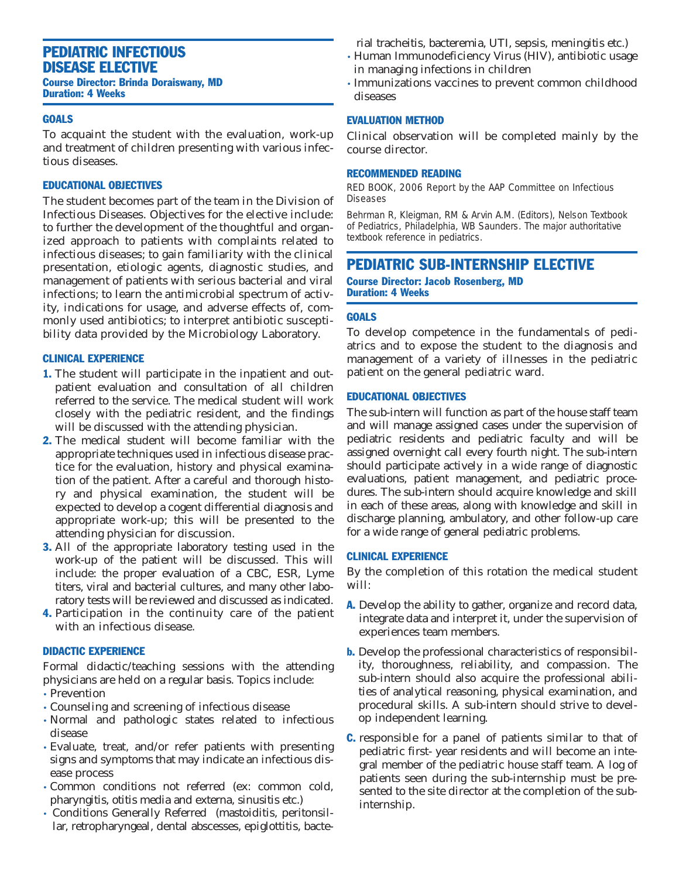# PEDIATRIC INFECTIOUS DISEASE ELECTIVE

**Course Director: Brinda Doraiswany, MD**
**Duration: 4 Weeks**

### GOALS

To acquaint the student with the evaluation, work-up and treatment of children presenting with various infectious diseases.

### EDUCATIONAL OBJECTIVES

The student becomes part of the team in the Division of Infectious Diseases. Objectives for the elective include: to further the development of the thoughtful and organized approach to patients with complaints related to infectious diseases; to gain familiarity with the clinical presentation, etiologic agents, diagnostic studies, and management of patients with serious bacterial and viral infections; to learn the antimicrobial spectrum of activity, indications for usage, and adverse effects of, commonly used antibiotics; to interpret antibiotic susceptibility data provided by the Microbiology Laboratory.

### CLINICAL EXPERIENCE

1. The student will participate in the inpatient and outpatient evaluation and consultation of all children referred to the service. The medical student will work closely with the pediatric resident, and the findings will be discussed with the attending physician.
2. The medical student will become familiar with the appropriate techniques used in infectious disease practice for the evaluation, history and physical examination of the patient. After a careful and thorough history and physical examination, the student will be expected to develop a cogent differential diagnosis and appropriate work-up; this will be presented to the attending physician for discussion.
3. All of the appropriate laboratory testing used in the work-up of the patient will be discussed. This will include: the proper evaluation of a CBC, ESR, Lyme titers, viral and bacterial cultures, and many other laboratory tests will be reviewed and discussed as indicated.
4. Participation in the continuity care of the patient with an infectious disease.

### DIDACTIC EXPERIENCE

Formal didactic/teaching sessions with the attending physicians are held on a regular basis. Topics include:

- Prevention
- Counseling and screening of infectious disease
- Normal and pathologic states related to infectious disease
- Evaluate, treat, and/or refer patients with presenting signs and symptoms that may indicate an infectious disease process
- Common conditions not referred (ex: common cold, pharyngitis, otitis media and externa, sinusitis etc.)
- Conditions Generally Referred (mastoiditis, peritonsillar, retropharyngeal, dental abscesses, epiglottitis, bacterial tracheitis, bacteremia, UTI, sepsis, meningitis etc.)
- Human Immunodeficiency Virus (HIV), antibiotic usage in managing infections in children
- Immunizations vaccines to prevent common childhood diseases

### EVALUATION METHOD

Clinical observation will be completed mainly by the course director.

### RECOMMENDED READING

RED BOOK, 2006 Report by the AAP Committee on Infectious Diseases

Behrman R, Kleigman, RM & Arvin A.M. (Editors), *Nelson Textbook of Pediatrics*, Philadelphia, WB Saunders. The major authoritative textbook reference in pediatrics.

# PEDIATRIC SUB-INTERNSHIP ELECTIVE

**Course Director: Jacob Rosenberg, MD**
**Duration: 4 Weeks**

### GOALS

To develop competence in the fundamentals of pediatrics and to expose the student to the diagnosis and management of a variety of illnesses in the pediatric patient on the general pediatric ward.

### EDUCATIONAL OBJECTIVES

The sub-intern will function as part of the house staff team and will manage assigned cases under the supervision of pediatric residents and pediatric faculty and will be assigned overnight call every fourth night. The sub-intern should participate actively in a wide range of diagnostic evaluations, patient management, and pediatric procedures. The sub-intern should acquire knowledge and skill in each of these areas, along with knowledge and skill in discharge planning, ambulatory, and other follow-up care for a wide range of general pediatric problems.

### CLINICAL EXPERIENCE

By the completion of this rotation the medical student will:

A. Develop the ability to gather, organize and record data, integrate data and interpret it, under the supervision of experiences team members.

b. Develop the professional characteristics of responsibility, thoroughness, reliability, and compassion. The sub-intern should also acquire the professional abilities of analytical reasoning, physical examination, and procedural skills. A sub-intern should strive to develop independent learning.

C. responsible for a panel of patients similar to that of pediatric first- year residents and will become an integral member of the pediatric house staff team. A log of patients seen during the sub-internship must be presented to the site director at the completion of the sub-internship.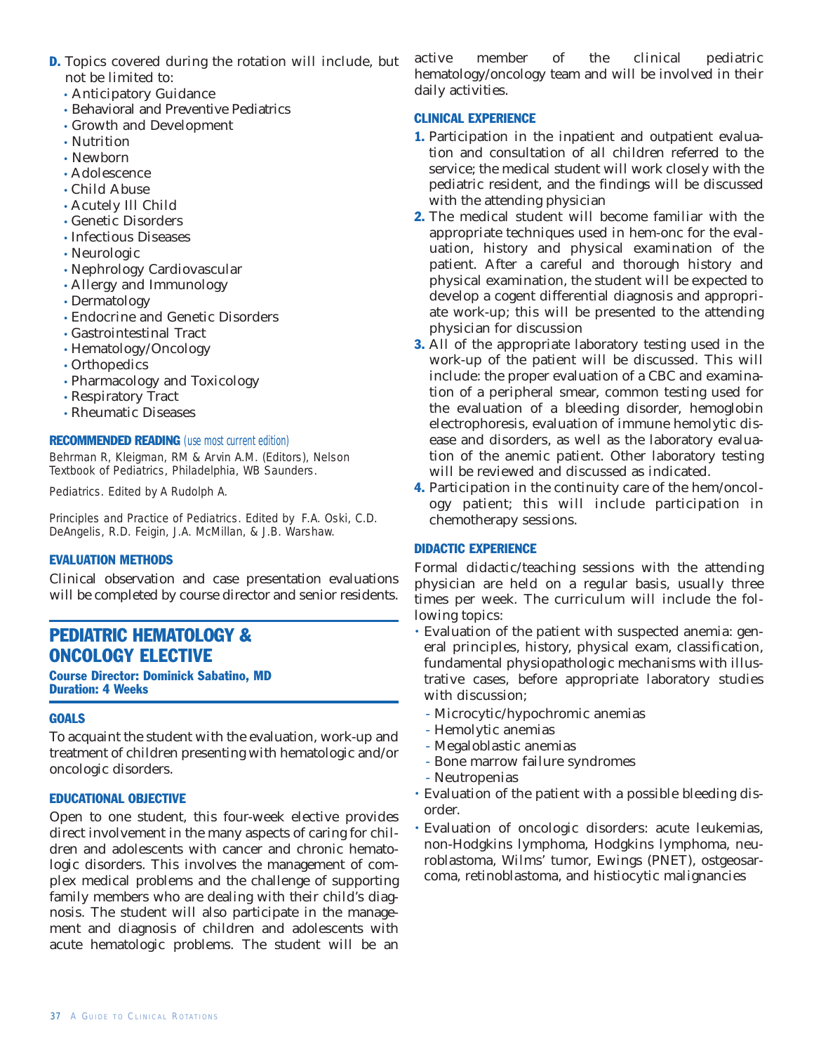**D.** Topics covered during the rotation will include, but not be limited to:

- Anticipatory Guidance
- Behavioral and Preventive Pediatrics
- Growth and Development
- Nutrition
- Newborn
- Adolescence
- Child Abuse
- Acutely Ill Child
- Genetic Disorders
- Infectious Diseases
- Neurologic
- Nephrology Cardiovascular
- Allergy and Immunology
- Dermatology
- Endocrine and Genetic Disorders
- Gastrointestinal Tract
- Hematology/Oncology
- Orthopedics
- Pharmacology and Toxicology
- Respiratory Tract
- Rheumatic Diseases

### RECOMMENDED READING *(use most current edition)*

Behrman R, Kleigman, RM & Arvin A.M. (Editors), Nelson Textbook of Pediatrics, Philadelphia, WB Saunders.

Pediatrics. Edited by A Rudolph A.

Principles and Practice of Pediatrics. Edited by F.A. Oski, C.D. DeAngelis, R.D. Feigin, J.A. McMillan, & J.B. Warshaw.

### EVALUATION METHODS

Clinical observation and case presentation evaluations will be completed by course director and senior residents.

## PEDIATRIC HEMATOLOGY & ONCOLOGY ELECTIVE

**Course Director: Dominick Sabatino, MD**
**Duration: 4 Weeks**

### GOALS

To acquaint the student with the evaluation, work-up and treatment of children presenting with hematologic and/or oncologic disorders.

### EDUCATIONAL OBJECTIVE

Open to one student, this four-week elective provides direct involvement in the many aspects of caring for children and adolescents with cancer and chronic hematologic disorders. This involves the management of complex medical problems and the challenge of supporting family members who are dealing with their child's diagnosis. The student will also participate in the management and diagnosis of children and adolescents with acute hematologic problems. The student will be an active member of the clinical pediatric hematology/oncology team and will be involved in their daily activities.

### CLINICAL EXPERIENCE

1. Participation in the inpatient and outpatient evaluation and consultation of all children referred to the service; the medical student will work closely with the pediatric resident, and the findings will be discussed with the attending physician
2. The medical student will become familiar with the appropriate techniques used in hem-onc for the evaluation, history and physical examination of the patient. After a careful and thorough history and physical examination, the student will be expected to develop a cogent differential diagnosis and appropriate work-up; this will be presented to the attending physician for discussion
3. All of the appropriate laboratory testing used in the work-up of the patient will be discussed. This will include: the proper evaluation of a CBC and examination of a peripheral smear, common testing used for the evaluation of a bleeding disorder, hemoglobin electrophoresis, evaluation of immune hemolytic disease and disorders, as well as the laboratory evaluation of the anemic patient. Other laboratory testing will be reviewed and discussed as indicated.
4. Participation in the continuity care of the hem/oncology patient; this will include participation in chemotherapy sessions.

### DIDACTIC EXPERIENCE

Formal didactic/teaching sessions with the attending physician are held on a regular basis, usually three times per week. The curriculum will include the following topics:

- Evaluation of the patient with suspected anemia: general principles, history, physical exam, classification, fundamental physiopathologic mechanisms with illustrative cases, before appropriate laboratory studies with discussion;
  - Microcytic/hypochromic anemias
  - Hemolytic anemias
  - Megaloblastic anemias
  - Bone marrow failure syndromes
  - Neutropenias
- Evaluation of the patient with a possible bleeding disorder.
- Evaluation of oncologic disorders: acute leukemias, non-Hodgkins lymphoma, Hodgkins lymphoma, neuroblastoma, Wilms' tumor, Ewings (PNET), ostgeosarcoma, retinoblastoma, and histiocytic malignancies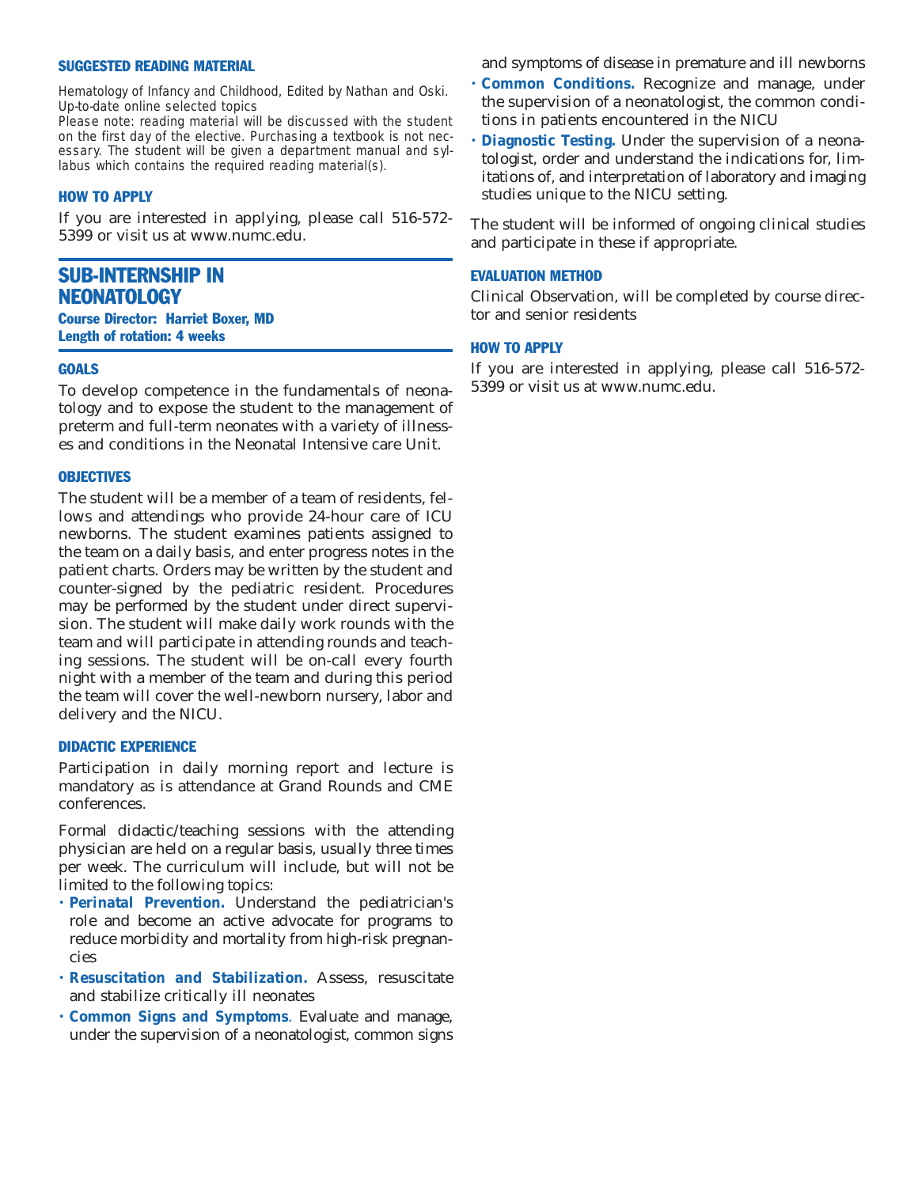### SUGGESTED READING MATERIAL

Hematology of Infancy and Childhood, Edited by Nathan and Oski.
Up-to-date online selected topics
Please note: reading material will be discussed with the student on the first day of the elective. Purchasing a textbook is not necessary. The student will be given a department manual and syllabus which contains the required reading material(s).

### HOW TO APPLY

If you are interested in applying, please call 516-572-5399 or visit us at www.numc.edu.

## SUB-INTERNSHIP IN NEONATOLOGY

**Course Director: Harriet Boxer, MD**
**Length of rotation: 4 weeks**

### GOALS

To develop competence in the fundamentals of neonatology and to expose the student to the management of preterm and full-term neonates with a variety of illnesses and conditions in the Neonatal Intensive care Unit.

### OBJECTIVES

The student will be a member of a team of residents, fellows and attendings who provide 24-hour care of ICU newborns. The student examines patients assigned to the team on a daily basis, and enter progress notes in the patient charts. Orders may be written by the student and counter-signed by the pediatric resident. Procedures may be performed by the student under direct supervision. The student will make daily work rounds with the team and will participate in attending rounds and teaching sessions. The student will be on-call every fourth night with a member of the team and during this period the team will cover the well-newborn nursery, labor and delivery and the NICU.

### DIDACTIC EXPERIENCE

Participation in daily morning report and lecture is mandatory as is attendance at Grand Rounds and CME conferences.

Formal didactic/teaching sessions with the attending physician are held on a regular basis, usually three times per week. The curriculum will include, but will not be limited to the following topics:

- **Perinatal Prevention.** Understand the pediatrician's role and become an active advocate for programs to reduce morbidity and mortality from high-risk pregnancies
- **Resuscitation and Stabilization.** Assess, resuscitate and stabilize critically ill neonates
- **Common Signs and Symptoms**. Evaluate and manage, under the supervision of a neonatologist, common signs and symptoms of disease in premature and ill newborns
- **Common Conditions.** Recognize and manage, under the supervision of a neonatologist, the common conditions in patients encountered in the NICU
- **Diagnostic Testing.** Under the supervision of a neonatologist, order and understand the indications for, limitations of, and interpretation of laboratory and imaging studies unique to the NICU setting.

The student will be informed of ongoing clinical studies and participate in these if appropriate.

### EVALUATION METHOD

Clinical Observation, will be completed by course director and senior residents

### HOW TO APPLY

If you are interested in applying, please call 516-572-5399 or visit us at www.numc.edu.